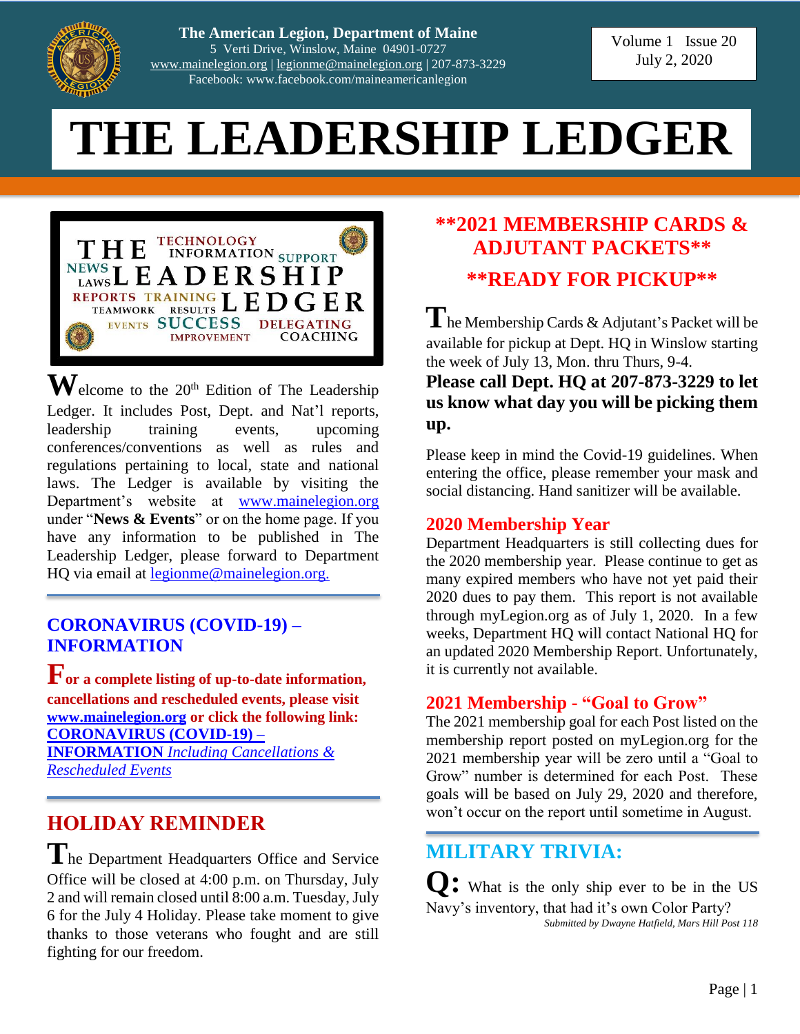The American Legion, Department of Maine
5 Verti Drive, Winslow, Maine 04901-0727
www.mainelegion.org | legionme@mainelegion.org | 207-873-3229
Facebook: www.facebook.com/maineamericanlegion

Volume 1 Issue 20
July 2, 2020

# THE LEADERSHIP LEDGER

Welcome to the 20th Edition of The Leadership Ledger. It includes Post, Dept. and Nat'l reports, leadership training events, upcoming conferences/conventions as well as rules and regulations pertaining to local, state and national laws. The Ledger is available by visiting the Department's website at www.mainelegion.org under "**News & Events**" or on the home page. If you have any information to be published in The Leadership Ledger, please forward to Department HQ via email at legionme@mainelegion.org.

## CORONAVIRUS (COVID-19) – INFORMATION

**For a complete listing of up-to-date information, cancellations and rescheduled events, please visit www.mainelegion.org or click the following link: CORONAVIRUS (COVID-19) – INFORMATION** *Including Cancellations & Rescheduled Events*

## HOLIDAY REMINDER

The Department Headquarters Office and Service Office will be closed at 4:00 p.m. on Thursday, July 2 and will remain closed until 8:00 a.m. Tuesday, July 6 for the July 4 Holiday. Please take moment to give thanks to those veterans who fought and are still fighting for our freedom.

## **2021 MEMBERSHIP CARDS & ADJUTANT PACKETS**

## **READY FOR PICKUP**

The Membership Cards & Adjutant's Packet will be available for pickup at Dept. HQ in Winslow starting the week of July 13, Mon. thru Thurs, 9-4.

**Please call Dept. HQ at 207-873-3229 to let us know what day you will be picking them up.**

Please keep in mind the Covid-19 guidelines. When entering the office, please remember your mask and social distancing. Hand sanitizer will be available.

### 2020 Membership Year

Department Headquarters is still collecting dues for the 2020 membership year. Please continue to get as many expired members who have not yet paid their 2020 dues to pay them. This report is not available through myLegion.org as of July 1, 2020. In a few weeks, Department HQ will contact National HQ for an updated 2020 Membership Report. Unfortunately, it is currently not available.

### 2021 Membership - "Goal to Grow"

The 2021 membership goal for each Post listed on the membership report posted on myLegion.org for the 2021 membership year will be zero until a "Goal to Grow" number is determined for each Post. These goals will be based on July 29, 2020 and therefore, won't occur on the report until sometime in August.

## MILITARY TRIVIA:

**Q:** What is the only ship ever to be in the US Navy's inventory, that had it's own Color Party?

*Submitted by Dwayne Hatfield, Mars Hill Post 118*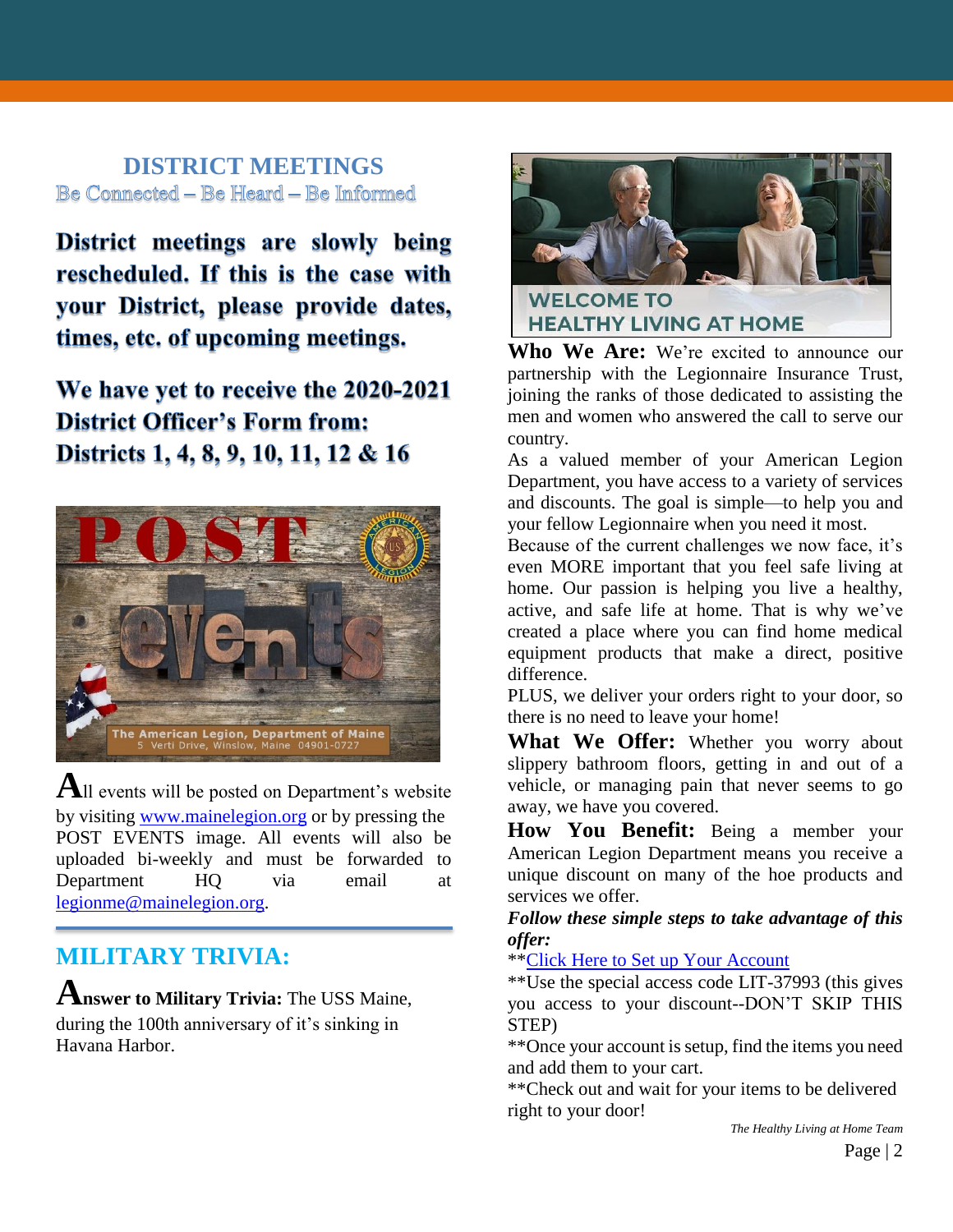## DISTRICT MEETINGS

Be Connected – Be Heard – Be Informed

**District meetings are slowly being rescheduled. If this is the case with your District, please provide dates, times, etc. of upcoming meetings.**

**We have yet to receive the 2020-2021 District Officer's Form from: Districts 1, 4, 8, 9, 10, 11, 12 & 16**

All events will be posted on Department's website by visiting www.mainelegion.org or by pressing the POST EVENTS image. All events will also be uploaded bi-weekly and must be forwarded to Department HQ via email at legionme@mainelegion.org.

## MILITARY TRIVIA:

**Answer to Military Trivia:** The USS Maine, during the 100th anniversary of it's sinking in Havana Harbor.

WELCOME TO HEALTHY LIVING AT HOME

**Who We Are:** We're excited to announce our partnership with the Legionnaire Insurance Trust, joining the ranks of those dedicated to assisting the men and women who answered the call to serve our country.

As a valued member of your American Legion Department, you have access to a variety of services and discounts. The goal is simple—to help you and your fellow Legionnaire when you need it most.

Because of the current challenges we now face, it's even MORE important that you feel safe living at home. Our passion is helping you live a healthy, active, and safe life at home. That is why we've created a place where you can find home medical equipment products that make a direct, positive difference.

PLUS, we deliver your orders right to your door, so there is no need to leave your home!

**What We Offer:** Whether you worry about slippery bathroom floors, getting in and out of a vehicle, or managing pain that never seems to go away, we have you covered.

**How You Benefit:** Being a member your American Legion Department means you receive a unique discount on many of the hoe products and services we offer.

***Follow these simple steps to take advantage of this offer:***

**Click Here to Set up Your Account

**Use the special access code LIT-37993 (this gives you access to your discount--DON'T SKIP THIS STEP)

**Once your account is setup, find the items you need and add them to your cart.

**Check out and wait for your items to be delivered right to your door!

*The Healthy Living at Home Team*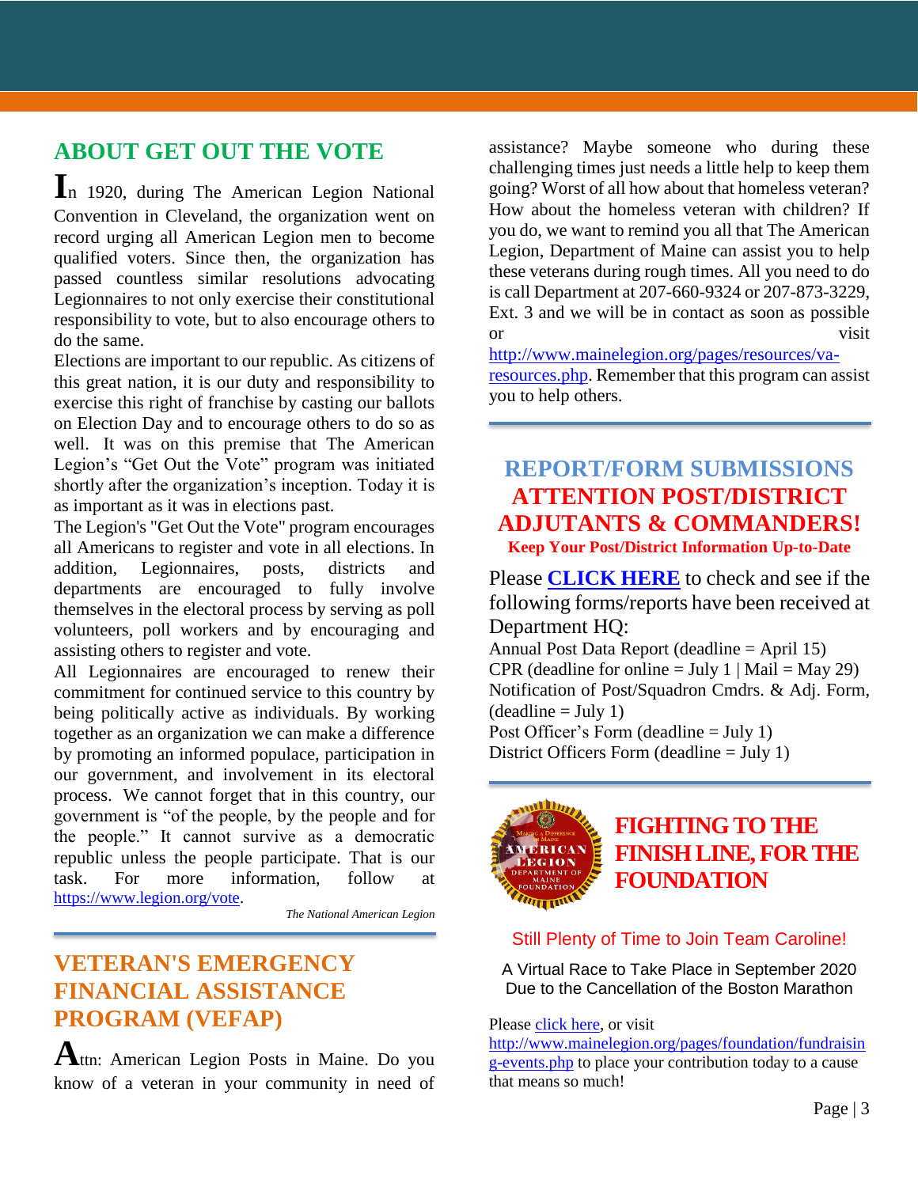## ABOUT GET OUT THE VOTE

In 1920, during The American Legion National Convention in Cleveland, the organization went on record urging all American Legion men to become qualified voters. Since then, the organization has passed countless similar resolutions advocating Legionnaires to not only exercise their constitutional responsibility to vote, but to also encourage others to do the same.

Elections are important to our republic. As citizens of this great nation, it is our duty and responsibility to exercise this right of franchise by casting our ballots on Election Day and to encourage others to do so as well. It was on this premise that The American Legion's "Get Out the Vote" program was initiated shortly after the organization's inception. Today it is as important as it was in elections past.

The Legion's "Get Out the Vote" program encourages all Americans to register and vote in all elections. In addition, Legionnaires, posts, districts and departments are encouraged to fully involve themselves in the electoral process by serving as poll volunteers, poll workers and by encouraging and assisting others to register and vote.

All Legionnaires are encouraged to renew their commitment for continued service to this country by being politically active as individuals. By working together as an organization we can make a difference by promoting an informed populace, participation in our government, and involvement in its electoral process. We cannot forget that in this country, our government is "of the people, by the people and for the people." It cannot survive as a democratic republic unless the people participate. That is our task. For more information, follow at https://www.legion.org/vote.

*The National American Legion*

## VETERAN'S EMERGENCY FINANCIAL ASSISTANCE PROGRAM (VEFAP)

Attn: American Legion Posts in Maine. Do you know of a veteran in your community in need of assistance? Maybe someone who during these challenging times just needs a little help to keep them going? Worst of all how about that homeless veteran? How about the homeless veteran with children? If you do, we want to remind you all that The American Legion, Department of Maine can assist you to help these veterans during rough times. All you need to do is call Department at 207-660-9324 or 207-873-3229, Ext. 3 and we will be in contact as soon as possible or visit http://www.mainelegion.org/pages/resources/va-resources.php. Remember that this program can assist you to help others.

## REPORT/FORM SUBMISSIONS
## ATTENTION POST/DISTRICT ADJUTANTS & COMMANDERS!

**Keep Your Post/District Information Up-to-Date**

Please **CLICK HERE** to check and see if the following forms/reports have been received at Department HQ:

Annual Post Data Report (deadline = April 15)
CPR (deadline for online = July 1 | Mail = May 29)
Notification of Post/Squadron Cmdrs. & Adj. Form, (deadline = July 1)
Post Officer's Form (deadline = July 1)
District Officers Form (deadline = July 1)

## FIGHTING TO THE FINISH LINE, FOR THE FOUNDATION

Still Plenty of Time to Join Team Caroline!

A Virtual Race to Take Place in September 2020
Due to the Cancellation of the Boston Marathon

Please click here, or visit http://www.mainelegion.org/pages/foundation/fundraising-events.php to place your contribution today to a cause that means so much!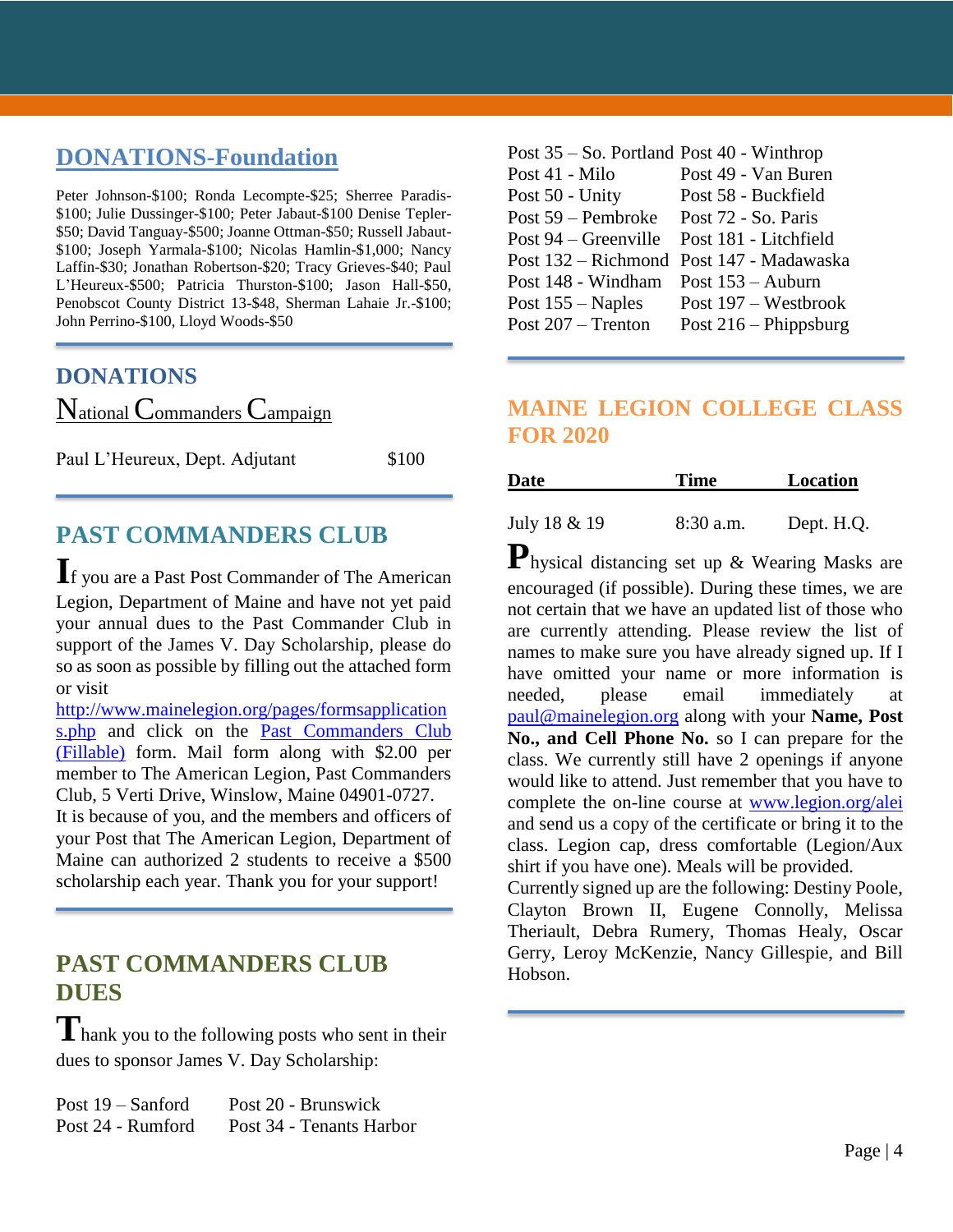## [DONATIONS-Foundation](#)

Peter Johnson-$100; Ronda Lecompte-$25; Sherree Paradis-$100; Julie Dussinger-$100; Peter Jabaut-$100 Denise Tepler-$50; David Tanguay-$500; Joanne Ottman-$50; Russell Jabaut-$100; Joseph Yarmala-$100; Nicolas Hamlin-$1,000; Nancy Laffin-$30; Jonathan Robertson-$20; Tracy Grieves-$40; Paul L'Heureux-$500; Patricia Thurston-$100; Jason Hall-$50, Penobscot County District 13-$48, Sherman Lahaie Jr.-$100; John Perrino-$100, Lloyd Woods-$50

## DONATIONS

National Commanders Campaign

| | |
|---|---|
| Paul L'Heureux, Dept. Adjutant | $100 |

## PAST COMMANDERS CLUB

If you are a Past Post Commander of The American Legion, Department of Maine and have not yet paid your annual dues to the Past Commander Club in support of the James V. Day Scholarship, please do so as soon as possible by filling out the attached form or visit http://www.mainelegion.org/pages/formsapplications.php and click on the Past Commanders Club (Fillable) form. Mail form along with $2.00 per member to The American Legion, Past Commanders Club, 5 Verti Drive, Winslow, Maine 04901-0727.
It is because of you, and the members and officers of your Post that The American Legion, Department of Maine can authorized 2 students to receive a $500 scholarship each year. Thank you for your support!

## PAST COMMANDERS CLUB DUES

Thank you to the following posts who sent in their dues to sponsor James V. Day Scholarship:

| | |
|---|---|
| Post 19 – Sanford | Post 20 - Brunswick |
| Post 24 - Rumford | Post 34 - Tenants Harbor |
| Post 35 – So. Portland | Post 40 - Winthrop |
| Post 41 - Milo | Post 49 - Van Buren |
| Post 50 - Unity | Post 58 - Buckfield |
| Post 59 – Pembroke | Post 72 - So. Paris |
| Post 94 – Greenville | Post 181 - Litchfield |
| Post 132 – Richmond | Post 147 - Madawaska |
| Post 148 - Windham | Post 153 – Auburn |
| Post 155 – Naples | Post 197 – Westbrook |
| Post 207 – Trenton | Post 216 – Phippsburg |

## MAINE LEGION COLLEGE CLASS FOR 2020

| Date | Time | Location |
|---|---|---|
| July 18 & 19 | 8:30 a.m. | Dept. H.Q. |

Physical distancing set up & Wearing Masks are encouraged (if possible). During these times, we are not certain that we have an updated list of those who are currently attending. Please review the list of names to make sure you have already signed up. If I have omitted your name or more information is needed, please email immediately at paul@mainelegion.org along with your **Name, Post No., and Cell Phone No.** so I can prepare for the class. We currently still have 2 openings if anyone would like to attend. Just remember that you have to complete the on-line course at www.legion.org/alei and send us a copy of the certificate or bring it to the class. Legion cap, dress comfortable (Legion/Aux shirt if you have one). Meals will be provided.
Currently signed up are the following: Destiny Poole, Clayton Brown II, Eugene Connolly, Melissa Theriault, Debra Rumery, Thomas Healy, Oscar Gerry, Leroy McKenzie, Nancy Gillespie, and Bill Hobson.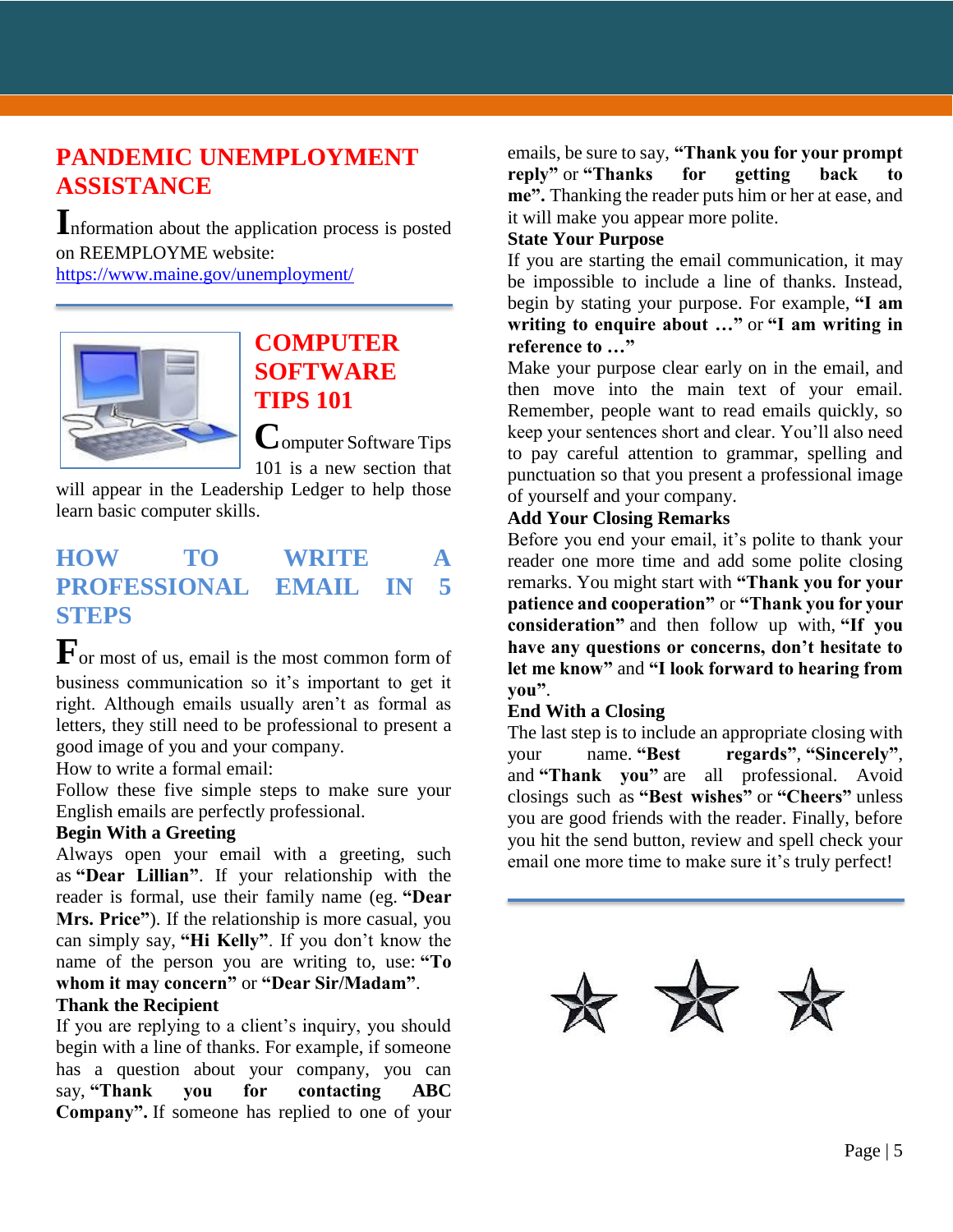## PANDEMIC UNEMPLOYMENT ASSISTANCE

Information about the application process is posted on REEMPLOYME website: https://www.maine.gov/unemployment/

## COMPUTER SOFTWARE TIPS 101

Computer Software Tips 101 is a new section that will appear in the Leadership Ledger to help those learn basic computer skills.

## HOW TO WRITE A PROFESSIONAL EMAIL IN 5 STEPS

For most of us, email is the most common form of business communication so it's important to get it right. Although emails usually aren't as formal as letters, they still need to be professional to present a good image of you and your company.

How to write a formal email:

Follow these five simple steps to make sure your English emails are perfectly professional.

**Begin With a Greeting**

Always open your email with a greeting, such as **"Dear Lillian"**. If your relationship with the reader is formal, use their family name (eg. **"Dear Mrs. Price"**). If the relationship is more casual, you can simply say, **"Hi Kelly"**. If you don't know the name of the person you are writing to, use: **"To whom it may concern"** or **"Dear Sir/Madam"**.

**Thank the Recipient**

If you are replying to a client's inquiry, you should begin with a line of thanks. For example, if someone has a question about your company, you can say, **"Thank you for contacting ABC Company".** If someone has replied to one of your emails, be sure to say, **"Thank you for your prompt reply"** or **"Thanks for getting back to me".** Thanking the reader puts him or her at ease, and it will make you appear more polite.

**State Your Purpose**

If you are starting the email communication, it may be impossible to include a line of thanks. Instead, begin by stating your purpose. For example, **"I am writing to enquire about …"** or **"I am writing in reference to …"**

Make your purpose clear early on in the email, and then move into the main text of your email. Remember, people want to read emails quickly, so keep your sentences short and clear. You'll also need to pay careful attention to grammar, spelling and punctuation so that you present a professional image of yourself and your company.

**Add Your Closing Remarks**

Before you end your email, it's polite to thank your reader one more time and add some polite closing remarks. You might start with **"Thank you for your patience and cooperation"** or **"Thank you for your consideration"** and then follow up with, **"If you have any questions or concerns, don't hesitate to let me know"** and **"I look forward to hearing from you"**.

**End With a Closing**

The last step is to include an appropriate closing with your name. **"Best regards"**, **"Sincerely"**, and **"Thank you"** are all professional. Avoid closings such as **"Best wishes"** or **"Cheers"** unless you are good friends with the reader. Finally, before you hit the send button, review and spell check your email one more time to make sure it's truly perfect!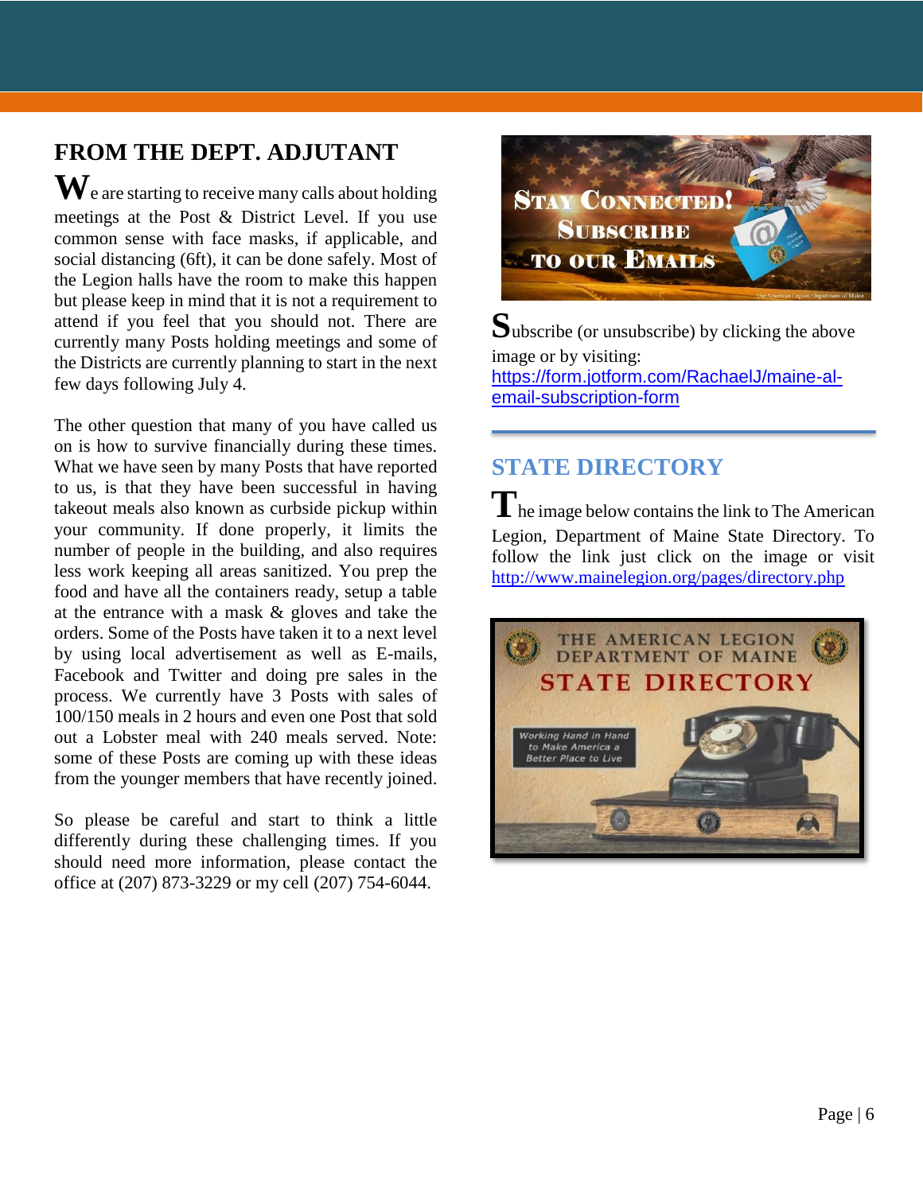## FROM THE DEPT. ADJUTANT

We are starting to receive many calls about holding meetings at the Post & District Level. If you use common sense with face masks, if applicable, and social distancing (6ft), it can be done safely. Most of the Legion halls have the room to make this happen but please keep in mind that it is not a requirement to attend if you feel that you should not. There are currently many Posts holding meetings and some of the Districts are currently planning to start in the next few days following July 4.

The other question that many of you have called us on is how to survive financially during these times. What we have seen by many Posts that have reported to us, is that they have been successful in having takeout meals also known as curbside pickup within your community. If done properly, it limits the number of people in the building, and also requires less work keeping all areas sanitized. You prep the food and have all the containers ready, setup a table at the entrance with a mask & gloves and take the orders. Some of the Posts have taken it to a next level by using local advertisement as well as E-mails, Facebook and Twitter and doing pre sales in the process. We currently have 3 Posts with sales of 100/150 meals in 2 hours and even one Post that sold out a Lobster meal with 240 meals served. Note: some of these Posts are coming up with these ideas from the younger members that have recently joined.

So please be careful and start to think a little differently during these challenging times. If you should need more information, please contact the office at (207) 873-3229 or my cell (207) 754-6044.

Stay Connected! Subscribe to our Emails

Subscribe (or unsubscribe) by clicking the above image or by visiting: https://form.jotform.com/RachaelJ/maine-al-email-subscription-form

## STATE DIRECTORY

The image below contains the link to The American Legion, Department of Maine State Directory. To follow the link just click on the image or visit http://www.mainelegion.org/pages/directory.php

The American Legion Department of Maine State Directory

Working Hand in Hand to Make America a Better Place to Live